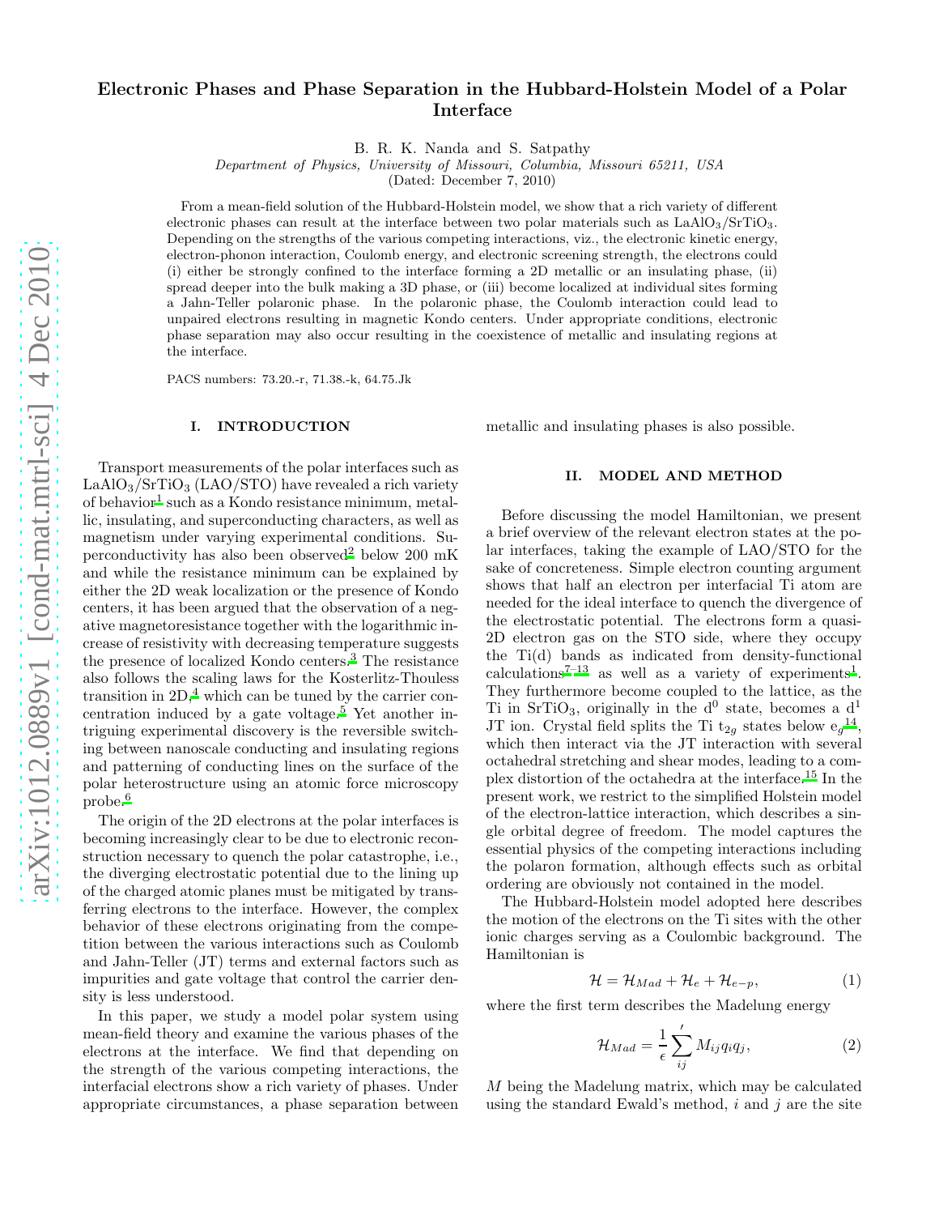# Electronic Phases and Phase Separation in the Hubbard-Holstein Model of a Polar Interface

B. R. K. Nanda and S. Satpathy

*Department of Physics, University of Missouri, Columbia, Missouri 65211, USA*

(Dated: December 7, 2010)

From a mean-field solution of the Hubbard-Holstein model, we show that a rich variety of different electronic phases can result at the interface between two polar materials such as $LaAlO_3/SrTiO_3$. Depending on the strengths of the various competing interactions, viz., the electronic kinetic energy, electron-phonon interaction, Coulomb energy, and electronic screening strength, the electrons could (i) either be strongly confined to the interface forming a 2D metallic or an insulating phase, (ii) spread deeper into the bulk making a 3D phase, or (iii) become localized at individual sites forming a Jahn-Teller polaronic phase. In the polaronic phase, the Coulomb interaction could lead to unpaired electrons resulting in magnetic Kondo centers. Under appropriate conditions, electronic phase separation may also occur resulting in the coexistence of metallic and insulating regions at the interface.

PACS numbers: 73.20.-r, 71.38.-k, 64.75.Jk

## I. INTRODUCTION

Transport measurements of the polar interfaces such as $LaAlO_3/SrTiO_3$ (LAO/STO) have revealed a rich variety of behavior[1] such as a Kondo resistance minimum, metallic, insulating, and superconducting characters, as well as magnetism under varying experimental conditions. Superconductivity has also been observed[2] below 200 mK and while the resistance minimum can be explained by either the 2D weak localization or the presence of Kondo centers, it has been argued that the observation of a negative magnetoresistance together with the logarithmic increase of resistivity with decreasing temperature suggests the presence of localized Kondo centers.[3] The resistance also follows the scaling laws for the Kosterlitz-Thouless transition in 2D,[4] which can be tuned by the carrier concentration induced by a gate voltage.[5] Yet another intriguing experimental discovery is the reversible switching between nanoscale conducting and insulating regions and patterning of conducting lines on the surface of the polar heterostructure using an atomic force microscopy probe.[6]

The origin of the 2D electrons at the polar interfaces is becoming increasingly clear to be due to electronic reconstruction necessary to quench the polar catastrophe, i.e., the diverging electrostatic potential due to the lining up of the charged atomic planes must be mitigated by transferring electrons to the interface. However, the complex behavior of these electrons originating from the competition between the various interactions such as Coulomb and Jahn-Teller (JT) terms and external factors such as impurities and gate voltage that control the carrier density is less understood.

In this paper, we study a model polar system using mean-field theory and examine the various phases of the electrons at the interface. We find that depending on the strength of the various competing interactions, the interfacial electrons show a rich variety of phases. Under appropriate circumstances, a phase separation between metallic and insulating phases is also possible.

## II. MODEL AND METHOD

Before discussing the model Hamiltonian, we present a brief overview of the relevant electron states at the polar interfaces, taking the example of LAO/STO for the sake of concreteness. Simple electron counting argument shows that half an electron per interfacial Ti atom are needed for the ideal interface to quench the divergence of the electrostatic potential. The electrons form a quasi-2D electron gas on the STO side, where they occupy the Ti(d) bands as indicated from density-functional calculations[7–13] as well as a variety of experiments[1]. They furthermore become coupled to the lattice, as the Ti in $SrTiO_3$, originally in the $d^0$ state, becomes a $d^1$ JT ion. Crystal field splits the Ti $t_{2g}$ states below $e_g$[14], which then interact via the JT interaction with several octahedral stretching and shear modes, leading to a complex distortion of the octahedra at the interface.[15] In the present work, we restrict to the simplified Holstein model of the electron-lattice interaction, which describes a single orbital degree of freedom. The model captures the essential physics of the competing interactions including the polaron formation, although effects such as orbital ordering are obviously not contained in the model.

The Hubbard-Holstein model adopted here describes the motion of the electrons on the Ti sites with the other ionic charges serving as a Coulombic background. The Hamiltonian is

$$\mathcal{H} = \mathcal{H}_{Mad} + \mathcal{H}_e + \mathcal{H}_{e-p}, \quad (1)$$

where the first term describes the Madelung energy

$$\mathcal{H}_{Mad} = \frac{1}{\epsilon} \sum_{ij}{}' M_{ij} q_i q_j, \quad (2)$$

$M$ being the Madelung matrix, which may be calculated using the standard Ewald's method, $i$ and $j$ are the site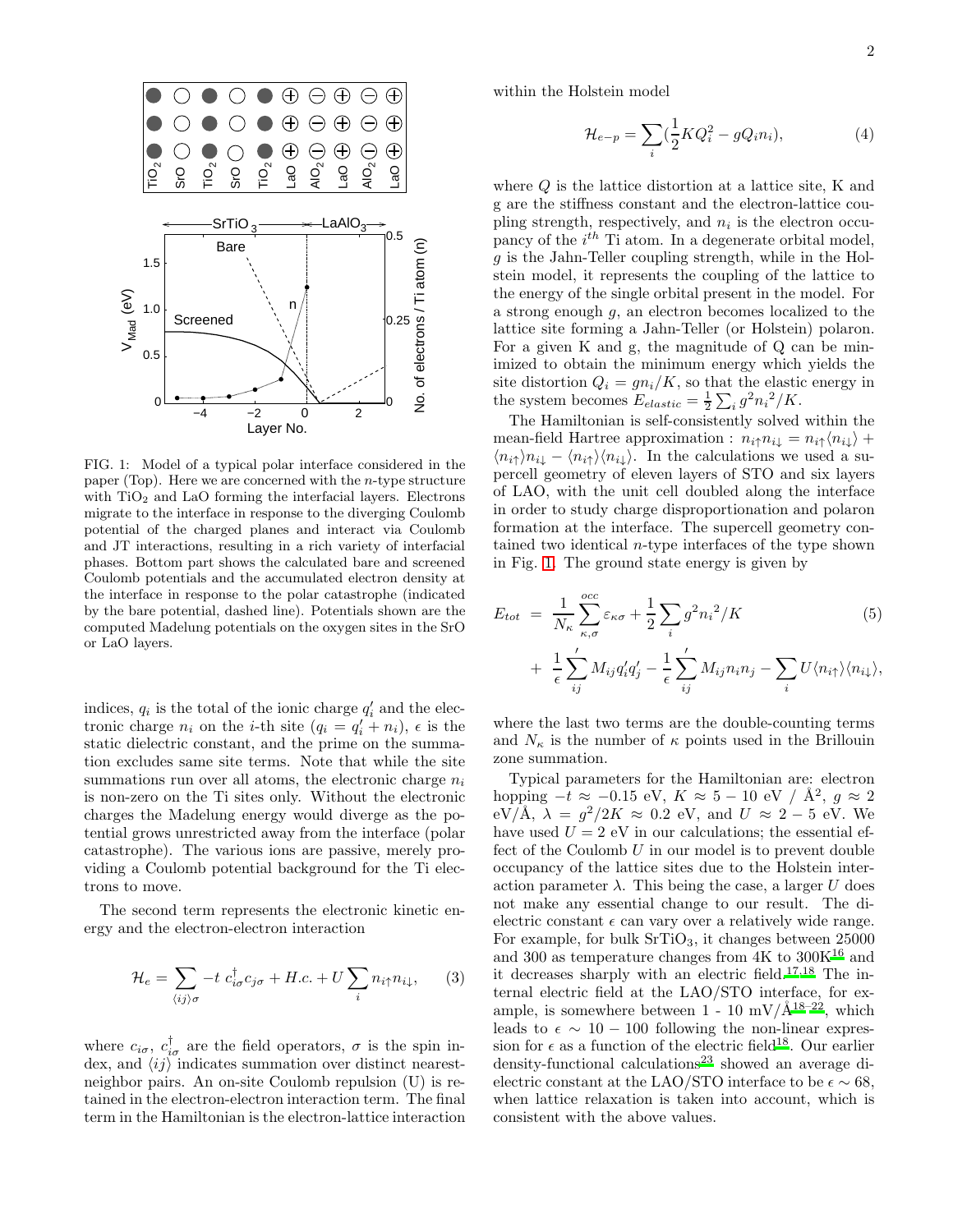FIG. 1: Model of a typical polar interface considered in the paper (Top). Here we are concerned with the $n$-type structure with $TiO_2$ and LaO forming the interfacial layers. Electrons migrate to the interface in response to the diverging Coulomb potential of the charged planes and interact via Coulomb and JT interactions, resulting in a rich variety of interfacial phases. Bottom part shows the calculated bare and screened Coulomb potentials and the accumulated electron density at the interface in response to the polar catastrophe (indicated by the bare potential, dashed line). Potentials shown are the computed Madelung potentials on the oxygen sites in the SrO or LaO layers.

indices, $q_i$ is the total of the ionic charge $q_i'$ and the electronic charge $n_i$ on the $i$-th site ($q_i = q_i' + n_i$), $\epsilon$ is the static dielectric constant, and the prime on the summation excludes same site terms. Note that while the site summations run over all atoms, the electronic charge $n_i$ is non-zero on the Ti sites only. Without the electronic charges the Madelung energy would diverge as the potential grows unrestricted away from the interface (polar catastrophe). The various ions are passive, merely providing a Coulomb potential background for the Ti electrons to move.

The second term represents the electronic kinetic energy and the electron-electron interaction

$$\mathcal{H}_e = \sum_{\langle ij \rangle \sigma} -t \; c^\dagger_{i\sigma} c_{j\sigma} + H.c. + U \sum_i n_{i\uparrow} n_{i\downarrow}, \quad (3)$$

where $c_{i\sigma}$, $c^\dagger_{i\sigma}$ are the field operators, $\sigma$ is the spin index, and $\langle ij \rangle$ indicates summation over distinct nearest-neighbor pairs. An on-site Coulomb repulsion (U) is retained in the electron-electron interaction term. The final term in the Hamiltonian is the electron-lattice interaction within the Holstein model

$$\mathcal{H}_{e-p} = \sum_i (\frac{1}{2} K Q_i^2 - g Q_i n_i), \quad (4)$$

where $Q$ is the lattice distortion at a lattice site, K and g are the stiffness constant and the electron-lattice coupling strength, respectively, and $n_i$ is the electron occupancy of the $i^{th}$ Ti atom. In a degenerate orbital model, $g$ is the Jahn-Teller coupling strength, while in the Holstein model, it represents the coupling of the lattice to the energy of the single orbital present in the model. For a strong enough $g$, an electron becomes localized to the lattice site forming a Jahn-Teller (or Holstein) polaron. For a given K and g, the magnitude of Q can be minimized to obtain the minimum energy which yields the site distortion $Q_i = g n_i / K$, so that the elastic energy in the system becomes $E_{elastic} = \frac{1}{2} \sum_i g^2 {n_i}^2 / K$.

The Hamiltonian is self-consistently solved within the mean-field Hartree approximation : $n_{i\uparrow} n_{i\downarrow} = n_{i\uparrow} \langle n_{i\downarrow} \rangle + \langle n_{i\uparrow} \rangle n_{i\downarrow} - \langle n_{i\uparrow} \rangle \langle n_{i\downarrow} \rangle$. In the calculations we used a supercell geometry of eleven layers of STO and six layers of LAO, with the unit cell doubled along the interface in order to study charge disproportionation and polaron formation at the interface. The supercell geometry contained two identical $n$-type interfaces of the type shown in Fig. 1. The ground state energy is given by

$$\begin{aligned} E_{tot} \; &= \; \frac{1}{N_\kappa} \sum_{\kappa,\sigma}^{occ} \varepsilon_{\kappa\sigma} + \frac{1}{2} \sum_i g^2 {n_i}^2 / K \quad (5) \\ &+ \; \frac{1}{\epsilon} \sum_{ij}{}' M_{ij} q_i' q_j' - \frac{1}{\epsilon} \sum_{ij}{}' M_{ij} n_i n_j - \sum_i U \langle n_{i\uparrow} \rangle \langle n_{i\downarrow} \rangle, \end{aligned}$$

where the last two terms are the double-counting terms and $N_\kappa$ is the number of $\kappa$ points used in the Brillouin zone summation.

Typical parameters for the Hamiltonian are: electron hopping $-t \approx -0.15$ eV, $K \approx 5 - 10$ eV / Å$^2$, $g \approx 2$ eV/Å, $\lambda = g^2/2K \approx 0.2$ eV, and $U \approx 2 - 5$ eV. We have used $U = 2$ eV in our calculations; the essential effect of the Coulomb $U$ in our model is to prevent double occupancy of the lattice sites due to the Holstein interaction parameter $\lambda$. This being the case, a larger $U$ does not make any essential change to our result. The dielectric constant $\epsilon$ can vary over a relatively wide range. For example, for bulk $SrTiO_3$, it changes between 25000 and 300 as temperature changes from 4K to 300K[16] and it decreases sharply with an electric field.[17,18] The internal electric field at the LAO/STO interface, for example, is somewhere between 1 - 10 mV/Å[18–22], which leads to $\epsilon \sim 10 - 100$ following the non-linear expression for $\epsilon$ as a function of the electric field[18]. Our earlier density-functional calculations[23] showed an average dielectric constant at the LAO/STO interface to be $\epsilon \sim 68$, when lattice relaxation is taken into account, which is consistent with the above values.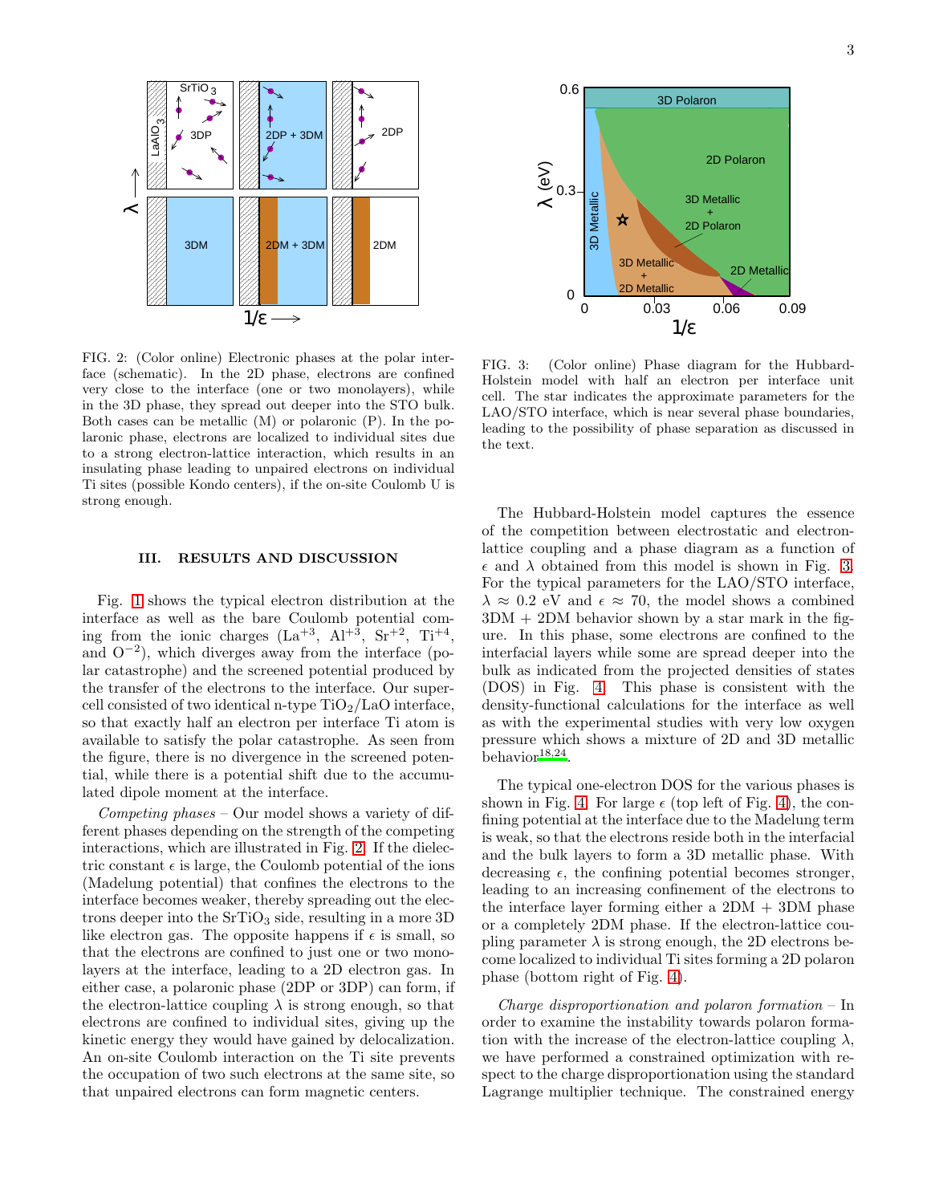FIG. 2: (Color online) Electronic phases at the polar interface (schematic). In the 2D phase, electrons are confined very close to the interface (one or two monolayers), while in the 3D phase, they spread out deeper into the STO bulk. Both cases can be metallic (M) or polaronic (P). In the polaronic phase, electrons are localized to individual sites due to a strong electron-lattice interaction, which results in an insulating phase leading to unpaired electrons on individual Ti sites (possible Kondo centers), if the on-site Coulomb U is strong enough.

FIG. 3: (Color online) Phase diagram for the Hubbard-Holstein model with half an electron per interface unit cell. The star indicates the approximate parameters for the LAO/STO interface, which is near several phase boundaries, leading to the possibility of phase separation as discussed in the text.

## III. RESULTS AND DISCUSSION

Fig. 1 shows the typical electron distribution at the interface as well as the bare Coulomb potential coming from the ionic charges ($La^{+3}$, $Al^{+3}$, $Sr^{+2}$, $Ti^{+4}$, and $O^{-2}$), which diverges away from the interface (polar catastrophe) and the screened potential produced by the transfer of the electrons to the interface. Our supercell consisted of two identical n-type $TiO_2$/LaO interface, so that exactly half an electron per interface Ti atom is available to satisfy the polar catastrophe. As seen from the figure, there is no divergence in the screened potential, while there is a potential shift due to the accumulated dipole moment at the interface.

*Competing phases* – Our model shows a variety of different phases depending on the strength of the competing interactions, which are illustrated in Fig. 2. If the dielectric constant $\epsilon$ is large, the Coulomb potential of the ions (Madelung potential) that confines the electrons to the interface becomes weaker, thereby spreading out the electrons deeper into the $SrTiO_3$ side, resulting in a more 3D like electron gas. The opposite happens if $\epsilon$ is small, so that the electrons are confined to just one or two monolayers at the interface, leading to a 2D electron gas. In either case, a polaronic phase (2DP or 3DP) can form, if the electron-lattice coupling $\lambda$ is strong enough, so that electrons are confined to individual sites, giving up the kinetic energy they would have gained by delocalization. An on-site Coulomb interaction on the Ti site prevents the occupation of two such electrons at the same site, so that unpaired electrons can form magnetic centers.

The Hubbard-Holstein model captures the essence of the competition between electrostatic and electron-lattice coupling and a phase diagram as a function of $\epsilon$ and $\lambda$ obtained from this model is shown in Fig. 3. For the typical parameters for the LAO/STO interface, $\lambda \approx 0.2$ eV and $\epsilon \approx 70$, the model shows a combined 3DM + 2DM behavior shown by a star mark in the figure. In this phase, some electrons are confined to the interfacial layers while some are spread deeper into the bulk as indicated from the projected densities of states (DOS) in Fig. 4. This phase is consistent with the density-functional calculations for the interface as well as with the experimental studies with very low oxygen pressure which shows a mixture of 2D and 3D metallic behavior[18,24].

The typical one-electron DOS for the various phases is shown in Fig. 4. For large $\epsilon$ (top left of Fig. 4), the confining potential at the interface due to the Madelung term is weak, so that the electrons reside both in the interfacial and the bulk layers to form a 3D metallic phase. With decreasing $\epsilon$, the confining potential becomes stronger, leading to an increasing confinement of the electrons to the interface layer forming either a 2DM + 3DM phase or a completely 2DM phase. If the electron-lattice coupling parameter $\lambda$ is strong enough, the 2D electrons become localized to individual Ti sites forming a 2D polaron phase (bottom right of Fig. 4).

*Charge disproportionation and polaron formation* – In order to examine the instability towards polaron formation with the increase of the electron-lattice coupling $\lambda$, we have performed a constrained optimization with respect to the charge disproportionation using the standard Lagrange multiplier technique. The constrained energy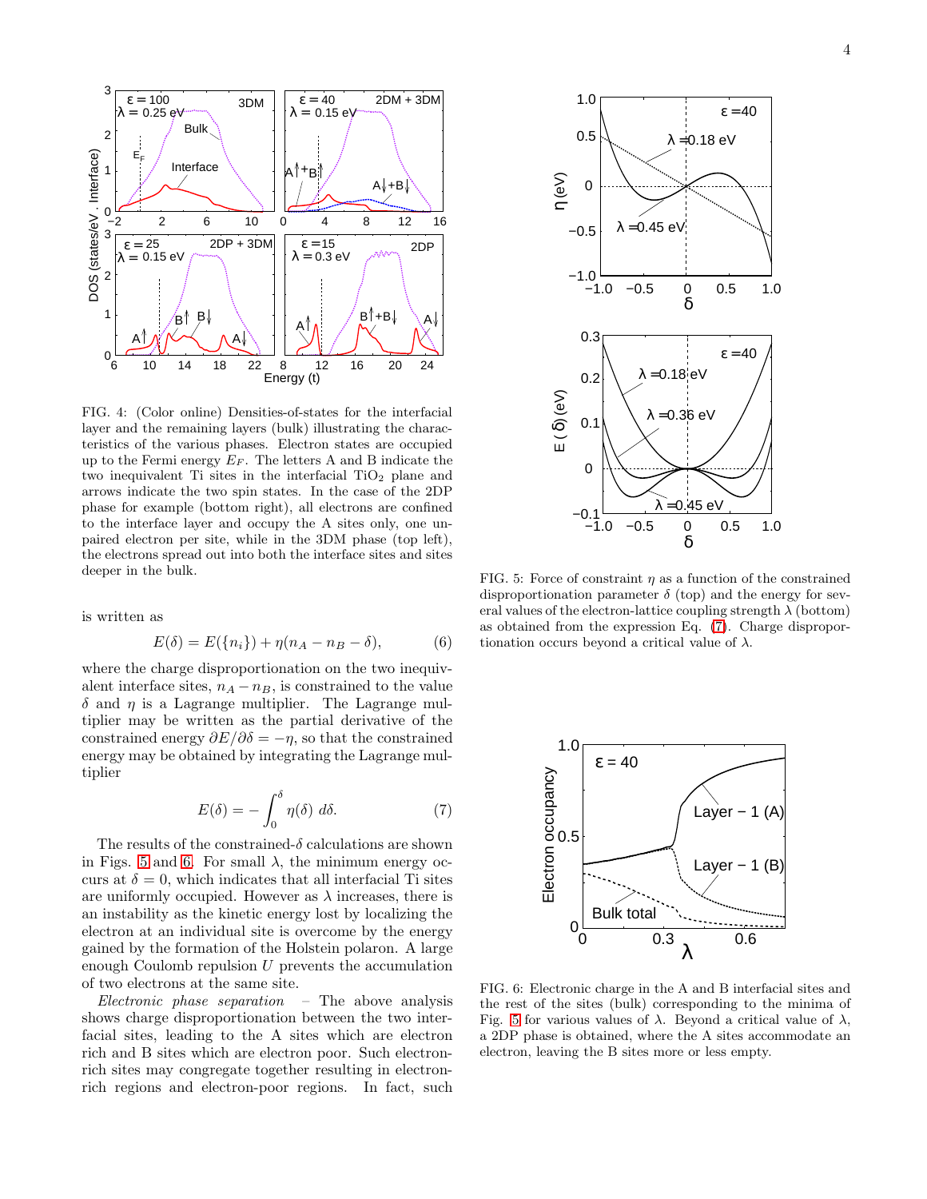FIG. 4: (Color online) Densities-of-states for the interfacial layer and the remaining layers (bulk) illustrating the characteristics of the various phases. Electron states are occupied up to the Fermi energy $E_F$. The letters A and B indicate the two inequivalent Ti sites in the interfacial $TiO_2$ plane and arrows indicate the two spin states. In the case of the 2DP phase for example (bottom right), all electrons are confined to the interface layer and occupy the A sites only, one unpaired electron per site, while in the 3DM phase (top left), the electrons spread out into both the interface sites and sites deeper in the bulk.

is written as

$$E(\delta) = E(\{n_i\}) + \eta(n_A - n_B - \delta), \tag{6}$$

where the charge disproportionation on the two inequivalent interface sites, $n_A - n_B$, is constrained to the value $\delta$ and $\eta$ is a Lagrange multiplier. The Lagrange multiplier may be written as the partial derivative of the constrained energy $\partial E/\partial\delta = -\eta$, so that the constrained energy may be obtained by integrating the Lagrange multiplier

$$E(\delta) = -\int_0^\delta \eta(\delta)\, d\delta. \tag{7}$$

The results of the constrained-$\delta$ calculations are shown in Figs. 5 and 6. For small $\lambda$, the minimum energy occurs at $\delta = 0$, which indicates that all interfacial Ti sites are uniformly occupied. However as $\lambda$ increases, there is an instability as the kinetic energy lost by localizing the electron at an individual site is overcome by the energy gained by the formation of the Holstein polaron. A large enough Coulomb repulsion $U$ prevents the accumulation of two electrons at the same site.

*Electronic phase separation* – The above analysis shows charge disproportionation between the two interfacial sites, leading to the A sites which are electron rich and B sites which are electron poor. Such electron-rich sites may congregate together resulting in electron-rich regions and electron-poor regions. In fact, such

FIG. 5: Force of constraint $\eta$ as a function of the constrained disproportionation parameter $\delta$ (top) and the energy for several values of the electron-lattice coupling strength $\lambda$ (bottom) as obtained from the expression Eq. (7). Charge disproportionation occurs beyond a critical value of $\lambda$.

FIG. 6: Electronic charge in the A and B interfacial sites and the rest of the sites (bulk) corresponding to the minima of Fig. 5 for various values of $\lambda$. Beyond a critical value of $\lambda$, a 2DP phase is obtained, where the A sites accommodate an electron, leaving the B sites more or less empty.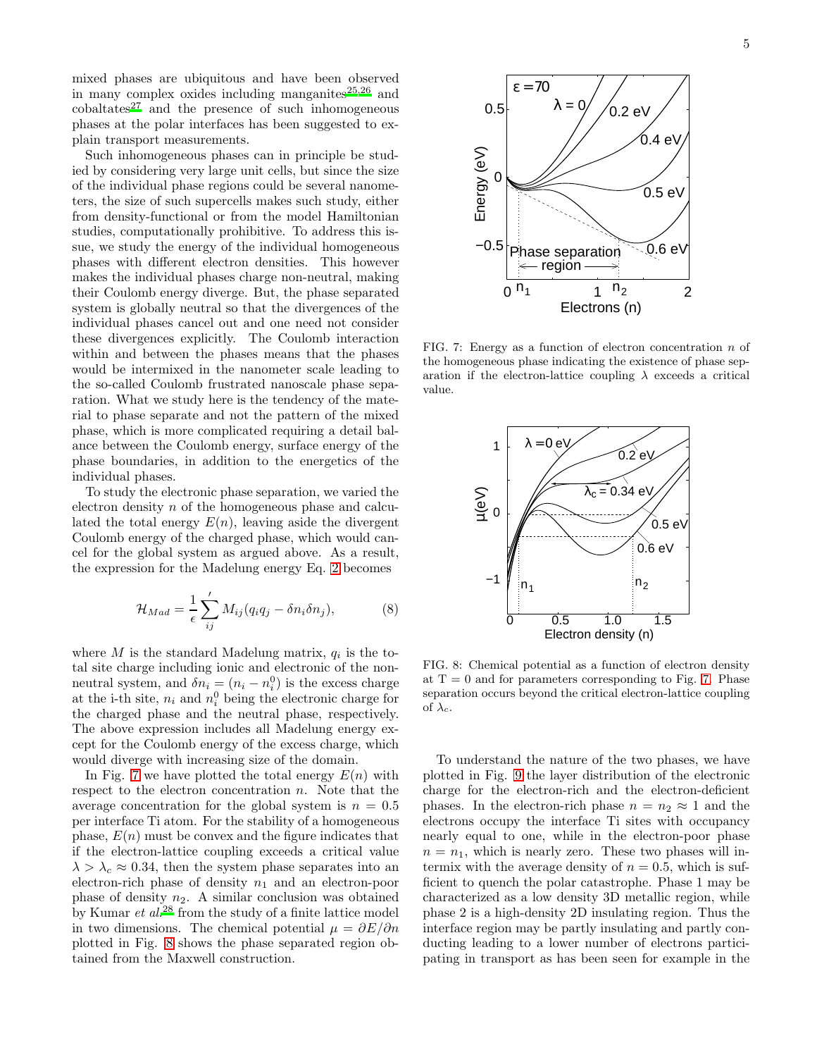mixed phases are ubiquitous and have been observed in many complex oxides including manganites[25,26] and cobaltates[27] and the presence of such inhomogeneous phases at the polar interfaces has been suggested to explain transport measurements.

Such inhomogeneous phases can in principle be studied by considering very large unit cells, but since the size of the individual phase regions could be several nanometers, the size of such supercells makes such study, either from density-functional or from the model Hamiltonian studies, computationally prohibitive. To address this issue, we study the energy of the individual homogeneous phases with different electron densities. This however makes the individual phases charge non-neutral, making their Coulomb energy diverge. But, the phase separated system is globally neutral so that the divergences of the individual phases cancel out and one need not consider these divergences explicitly. The Coulomb interaction within and between the phases means that the phases would be intermixed in the nanometer scale leading to the so-called Coulomb frustrated nanoscale phase separation. What we study here is the tendency of the material to phase separate and not the pattern of the mixed phase, which is more complicated requiring a detail balance between the Coulomb energy, surface energy of the phase boundaries, in addition to the energetics of the individual phases.

To study the electronic phase separation, we varied the electron density $n$ of the homogeneous phase and calculated the total energy $E(n)$, leaving aside the divergent Coulomb energy of the charged phase, which would cancel for the global system as argued above. As a result, the expression for the Madelung energy Eq. 2 becomes

$$\mathcal{H}_{Mad} = \frac{1}{\epsilon} \sum_{ij}{}^{'} M_{ij} (q_i q_j - \delta n_i \delta n_j), \tag{8}$$

where $M$ is the standard Madelung matrix, $q_i$ is the total site charge including ionic and electronic of the non-neutral system, and $\delta n_i = (n_i - n_i^0)$ is the excess charge at the i-th site, $n_i$ and $n_i^0$ being the electronic charge for the charged phase and the neutral phase, respectively. The above expression includes all Madelung energy except for the Coulomb energy of the excess charge, which would diverge with increasing size of the domain.

In Fig. 7 we have plotted the total energy $E(n)$ with respect to the electron concentration $n$. Note that the average concentration for the global system is $n = 0.5$ per interface Ti atom. For the stability of a homogeneous phase, $E(n)$ must be convex and the figure indicates that if the electron-lattice coupling exceeds a critical value $\lambda > \lambda_c \approx 0.34$, then the system phase separates into an electron-rich phase of density $n_1$ and an electron-poor phase of density $n_2$. A similar conclusion was obtained by Kumar *et al.*[28] from the study of a finite lattice model in two dimensions. The chemical potential $\mu = \partial E/\partial n$ plotted in Fig. 8 shows the phase separated region obtained from the Maxwell construction.

FIG. 7: Energy as a function of electron concentration $n$ of the homogeneous phase indicating the existence of phase separation if the electron-lattice coupling $\lambda$ exceeds a critical value.

FIG. 8: Chemical potential as a function of electron density at T = 0 and for parameters corresponding to Fig. 7. Phase separation occurs beyond the critical electron-lattice coupling of $\lambda_c$.

To understand the nature of the two phases, we have plotted in Fig. 9 the layer distribution of the electronic charge for the electron-rich and the electron-deficient phases. In the electron-rich phase $n = n_2 \approx 1$ and the electrons occupy the interface Ti sites with occupancy nearly equal to one, while in the electron-poor phase $n = n_1$, which is nearly zero. These two phases will intermix with the average density of $n = 0.5$, which is sufficient to quench the polar catastrophe. Phase 1 may be characterized as a low density 3D metallic region, while phase 2 is a high-density 2D insulating region. Thus the interface region may be partly insulating and partly conducting leading to a lower number of electrons participating in transport as has been seen for example in the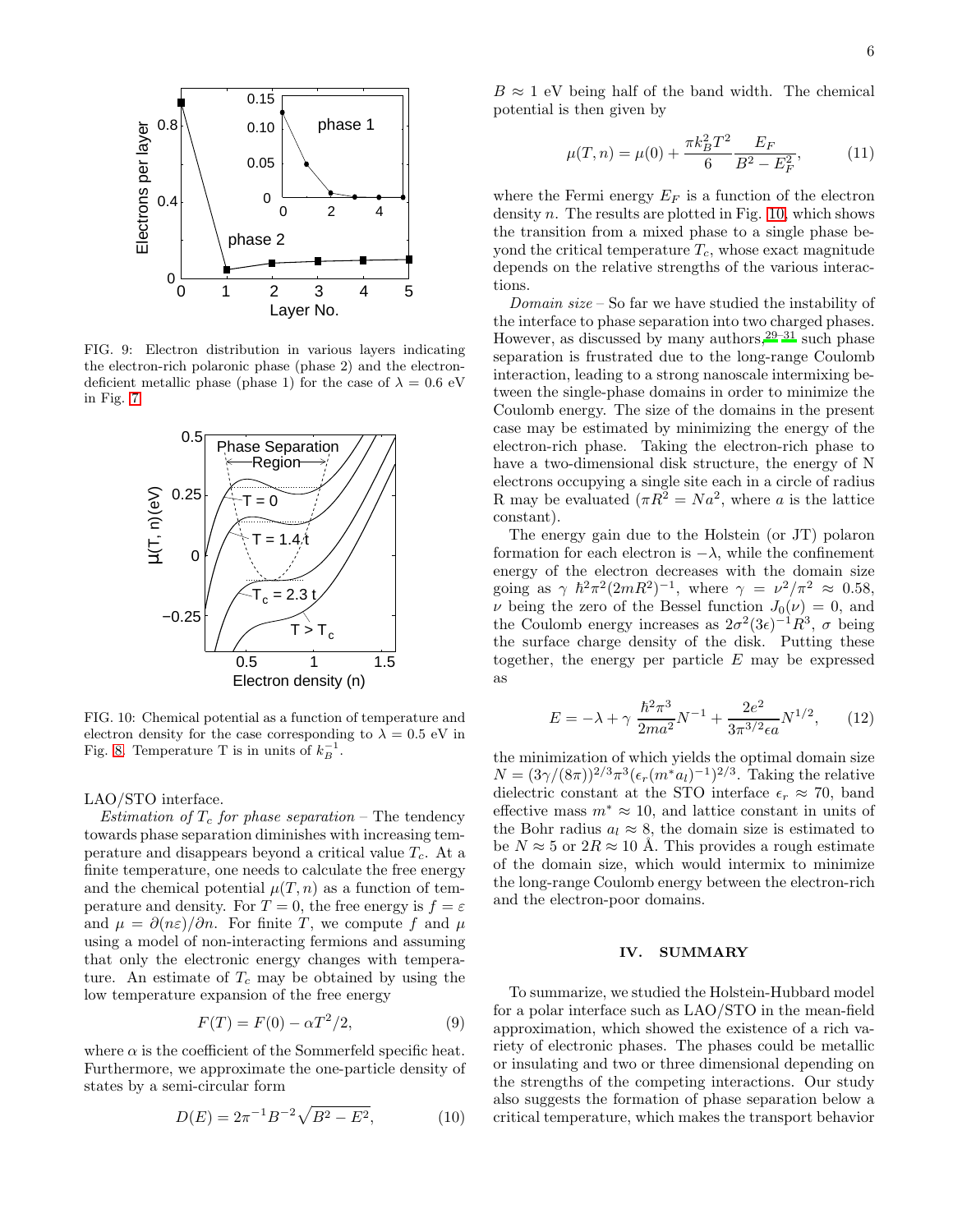FIG. 9: Electron distribution in various layers indicating the electron-rich polaronic phase (phase 2) and the electron-deficient metallic phase (phase 1) for the case of $\lambda = 0.6$ eV in Fig. 7.

FIG. 10: Chemical potential as a function of temperature and electron density for the case corresponding to $\lambda = 0.5$ eV in Fig. 8. Temperature T is in units of $k_B^{-1}$.

LAO/STO interface.

*Estimation of $T_c$ for phase separation* – The tendency towards phase separation diminishes with increasing temperature and disappears beyond a critical value $T_c$. At a finite temperature, one needs to calculate the free energy and the chemical potential $\mu(T, n)$ as a function of temperature and density. For $T = 0$, the free energy is $f = \varepsilon$ and $\mu = \partial(n\varepsilon)/\partial n$. For finite $T$, we compute $f$ and $\mu$ using a model of non-interacting fermions and assuming that only the electronic energy changes with temperature. An estimate of $T_c$ may be obtained by using the low temperature expansion of the free energy

$$F(T) = F(0) - \alpha T^2/2, \tag{9}$$

where $\alpha$ is the coefficient of the Sommerfeld specific heat. Furthermore, we approximate the one-particle density of states by a semi-circular form

$$D(E) = 2\pi^{-1}B^{-2}\sqrt{B^2 - E^2}, \tag{10}$$

$B \approx 1$ eV being half of the band width. The chemical potential is then given by

$$\mu(T, n) = \mu(0) + \frac{\pi k_B^2 T^2}{6}\frac{E_F}{B^2 - E_F^2}, \tag{11}$$

where the Fermi energy $E_F$ is a function of the electron density $n$. The results are plotted in Fig. 10, which shows the transition from a mixed phase to a single phase beyond the critical temperature $T_c$, whose exact magnitude depends on the relative strengths of the various interactions.

*Domain size* – So far we have studied the instability of the interface to phase separation into two charged phases. However, as discussed by many authors,[29–31] such phase separation is frustrated due to the long-range Coulomb interaction, leading to a strong nanoscale intermixing between the single-phase domains in order to minimize the Coulomb energy. The size of the domains in the present case may be estimated by minimizing the energy of the electron-rich phase. Taking the electron-rich phase to have a two-dimensional disk structure, the energy of N electrons occupying a single site each in a circle of radius R may be evaluated ($\pi R^2 = N a^2$, where $a$ is the lattice constant).

The energy gain due to the Holstein (or JT) polaron formation for each electron is $-\lambda$, while the confinement energy of the electron decreases with the domain size going as $\gamma\ \hbar^2\pi^2(2mR^2)^{-1}$, where $\gamma = \nu^2/\pi^2 \approx 0.58$, $\nu$ being the zero of the Bessel function $J_0(\nu) = 0$, and the Coulomb energy increases as $2\sigma^2(3\epsilon)^{-1}R^3$, $\sigma$ being the surface charge density of the disk. Putting these together, the energy per particle $E$ may be expressed as

$$E = -\lambda + \gamma\ \frac{\hbar^2\pi^3}{2ma^2}N^{-1} + \frac{2e^2}{3\pi^{3/2}\epsilon a}N^{1/2}, \tag{12}$$

the minimization of which yields the optimal domain size $N = (3\gamma/(8\pi))^{2/3}\pi^3(\epsilon_r(m^* a_l)^{-1})^{2/3}$. Taking the relative dielectric constant at the STO interface $\epsilon_r \approx 70$, band effective mass $m^* \approx 10$, and lattice constant in units of the Bohr radius $a_l \approx 8$, the domain size is estimated to be $N \approx 5$ or $2R \approx 10$ Å. This provides a rough estimate of the domain size, which would intermix to minimize the long-range Coulomb energy between the electron-rich and the electron-poor domains.

## IV. SUMMARY

To summarize, we studied the Holstein-Hubbard model for a polar interface such as LAO/STO in the mean-field approximation, which showed the existence of a rich variety of electronic phases. The phases could be metallic or insulating and two or three dimensional depending on the strengths of the competing interactions. Our study also suggests the formation of phase separation below a critical temperature, which makes the transport behavior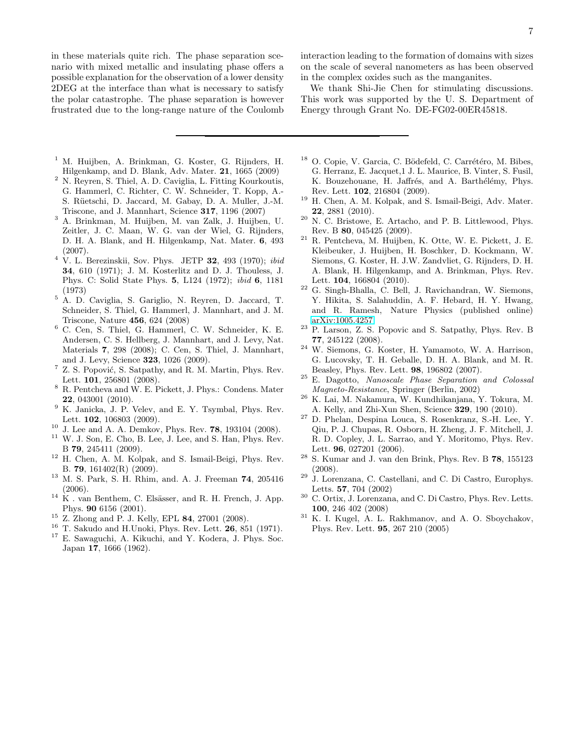in these materials quite rich. The phase separation scenario with mixed metallic and insulating phase offers a possible explanation for the observation of a lower density 2DEG at the interface than what is necessary to satisfy the polar catastrophe. The phase separation is however frustrated due to the long-range nature of the Coulomb interaction leading to the formation of domains with sizes on the scale of several nanometers as has been observed in the complex oxides such as the manganites.

We thank Shi-Jie Chen for stimulating discussions. This work was supported by the U. S. Department of Energy through Grant No. DE-FG02-00ER45818.

---

[1] M. Huijben, A. Brinkman, G. Koster, G. Rijnders, H. Hilgenkamp, and D. Blank, Adv. Mater. **21**, 1665 (2009)

[2] N. Reyren, S. Thiel, A. D. Caviglia, L. Fitting Kourkoutis, G. Hammerl, C. Richter, C. W. Schneider, T. Kopp, A.-S. Rüetschi, D. Jaccard, M. Gabay, D. A. Muller, J.-M. Triscone, and J. Mannhart, Science **317**, 1196 (2007)

[3] A. Brinkman, M. Huijben, M. van Zalk, J. Huijben, U. Zeitler, J. C. Maan, W. G. van der Wiel, G. Rijnders, D. H. A. Blank, and H. Hilgenkamp, Nat. Mater. **6**, 493 (2007).

[4] V. L. Berezinskii, Sov. Phys. JETP **32**, 493 (1970); *ibid* **34**, 610 (1971); J. M. Kosterlitz and D. J. Thouless, J. Phys. C: Solid State Phys. **5**, L124 (1972); *ibid* **6**, 1181 (1973)

[5] A. D. Caviglia, S. Gariglio, N. Reyren, D. Jaccard, T. Schneider, S. Thiel, G. Hammerl, J. Mannhart, and J. M. Triscone, Nature **456**, 624 (2008)

[6] C. Cen, S. Thiel, G. Hammerl, C. W. Schneider, K. E. Andersen, C. S. Hellberg, J. Mannhart, and J. Levy, Nat. Materials **7**, 298 (2008); C. Cen, S. Thiel, J. Mannhart, and J. Levy, Science **323**, 1026 (2009).

[7] Z. S. Popović, S. Satpathy, and R. M. Martin, Phys. Rev. Lett. **101**, 256801 (2008).

[8] R. Pentcheva and W. E. Pickett, J. Phys.: Condens. Mater **22**, 043001 (2010).

[9] K. Janicka, J. P. Velev, and E. Y. Tsymbal, Phys. Rev. Lett. **102**, 106803 (2009).

[10] J. Lee and A. A. Demkov, Phys. Rev. **78**, 193104 (2008).

[11] W. J. Son, E. Cho, B. Lee, J. Lee, and S. Han, Phys. Rev. B **79**, 245411 (2009).

[12] H. Chen, A. M. Kolpak, and S. Ismail-Beigi, Phys. Rev. B. **79**, 161402(R) (2009).

[13] M. S. Park, S. H. Rhim, and. A. J. Freeman **74**, 205416 (2006).

[14] K . van Benthem, C. Elsässer, and R. H. French, J. App. Phys. **90** 6156 (2001).

[15] Z. Zhong and P. J. Kelly, EPL **84**, 27001 (2008).

[16] T. Sakudo and H.Unoki, Phys. Rev. Lett. **26**, 851 (1971).

[17] E. Sawaguchi, A. Kikuchi, and Y. Kodera, J. Phys. Soc. Japan **17**, 1666 (1962).

[18] O. Copie, V. Garcia, C. Bödefeld, C. Carrétéro, M. Bibes, G. Herranz, E. Jacquet,1 J. L. Maurice, B. Vinter, S. Fusil, K. Bouzehouane, H. Jaffrés, and A. Barthélémy, Phys. Rev. Lett. **102**, 216804 (2009).

[19] H. Chen, A. M. Kolpak, and S. Ismail-Beigi, Adv. Mater. **22**, 2881 (2010).

[20] N. C. Bristowe, E. Artacho, and P. B. Littlewood, Phys. Rev. B **80**, 045425 (2009).

[21] R. Pentcheva, M. Huijben, K. Otte, W. E. Pickett, J. E. Kleibeuker, J. Huijben, H. Boschker, D. Kockmann, W. Siemons, G. Koster, H. J.W. Zandvliet, G. Rijnders, D. H. A. Blank, H. Hilgenkamp, and A. Brinkman, Phys. Rev. Lett. **104**, 166804 (2010).

[22] G. Singh-Bhalla, C. Bell, J. Ravichandran, W. Siemons, Y. Hikita, S. Salahuddin, A. F. Hebard, H. Y. Hwang, and R. Ramesh, Nature Physics (published online) arXiv:1005.4257

[23] P. Larson, Z. S. Popovic and S. Satpathy, Phys. Rev. B **77**, 245122 (2008).

[24] W. Siemons, G. Koster, H. Yamamoto, W. A. Harrison, G. Lucovsky, T. H. Geballe, D. H. A. Blank, and M. R. Beasley, Phys. Rev. Lett. **98**, 196802 (2007).

[25] E. Dagotto, *Nanoscale Phase Separation and Colossal Magneto-Resistance*, Springer (Berlin, 2002)

[26] K. Lai, M. Nakamura, W. Kundhikanjana, Y. Tokura, M. A. Kelly, and Zhi-Xun Shen, Science **329**, 190 (2010).

[27] D. Phelan, Despina Louca, S. Rosenkranz, S.-H. Lee, Y. Qiu, P. J. Chupas, R. Osborn, H. Zheng, J. F. Mitchell, J. R. D. Copley, J. L. Sarrao, and Y. Moritomo, Phys. Rev. Lett. **96**, 027201 (2006).

[28] S. Kumar and J. van den Brink, Phys. Rev. B **78**, 155123 (2008).

[29] J. Lorenzana, C. Castellani, and C. Di Castro, Europhys. Letts. **57**, 704 (2002)

[30] C. Ortix, J. Lorenzana, and C. Di Castro, Phys. Rev. Letts. **100**, 246 402 (2008)

[31] K. I. Kugel, A. L. Rakhmanov, and A. O. Sboychakov, Phys. Rev. Lett. **95**, 267 210 (2005)